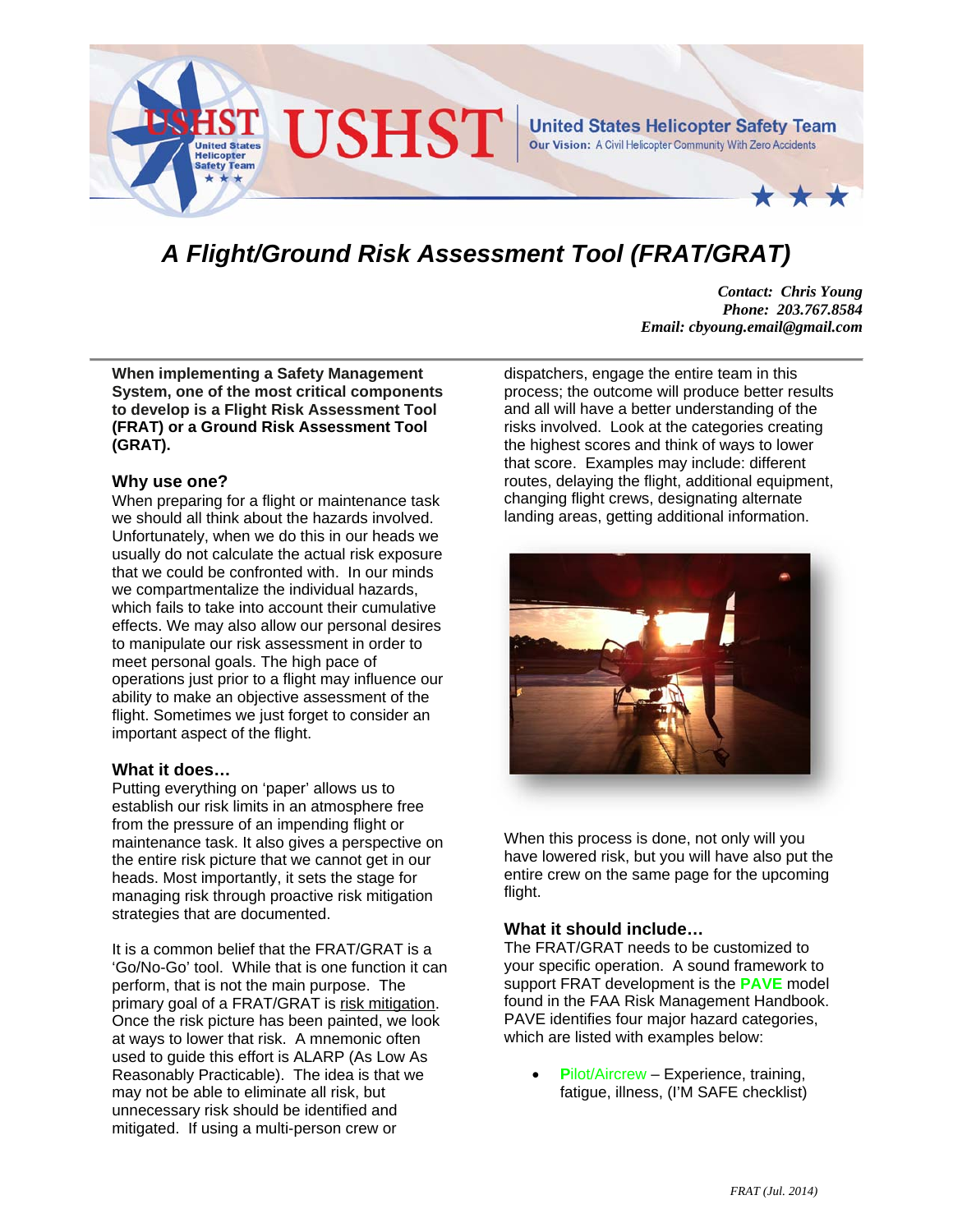USHST — United States Helicopter Safety Team

Our Vision: A Civil Helicopter Community With Zero Accidents

# *A Flight/Ground Risk Assessment Tool (FRAT/GRAT)*

***Contact: Chris Young***
***Phone: 203.767.8584***
***Email: cbyoung.email@gmail.com***

**When implementing a Safety Management System, one of the most critical components to develop is a Flight Risk Assessment Tool (FRAT) or a Ground Risk Assessment Tool (GRAT).**

## Why use one?

When preparing for a flight or maintenance task we should all think about the hazards involved. Unfortunately, when we do this in our heads we usually do not calculate the actual risk exposure that we could be confronted with. In our minds we compartmentalize the individual hazards, which fails to take into account their cumulative effects. We may also allow our personal desires to manipulate our risk assessment in order to meet personal goals. The high pace of operations just prior to a flight may influence our ability to make an objective assessment of the flight. Sometimes we just forget to consider an important aspect of the flight.

## What it does…

Putting everything on 'paper' allows us to establish our risk limits in an atmosphere free from the pressure of an impending flight or maintenance task. It also gives a perspective on the entire risk picture that we cannot get in our heads. Most importantly, it sets the stage for managing risk through proactive risk mitigation strategies that are documented.

It is a common belief that the FRAT/GRAT is a 'Go/No-Go' tool. While that is one function it can perform, that is not the main purpose. The primary goal of a FRAT/GRAT is risk mitigation. Once the risk picture has been painted, we look at ways to lower that risk. A mnemonic often used to guide this effort is ALARP (As Low As Reasonably Practicable). The idea is that we may not be able to eliminate all risk, but unnecessary risk should be identified and mitigated. If using a multi-person crew or dispatchers, engage the entire team in this process; the outcome will produce better results and all will have a better understanding of the risks involved. Look at the categories creating the highest scores and think of ways to lower that score. Examples may include: different routes, delaying the flight, additional equipment, changing flight crews, designating alternate landing areas, getting additional information.

When this process is done, not only will you have lowered risk, but you will have also put the entire crew on the same page for the upcoming flight.

## What it should include…

The FRAT/GRAT needs to be customized to your specific operation. A sound framework to support FRAT development is the **PAVE** model found in the FAA Risk Management Handbook. PAVE identifies four major hazard categories, which are listed with examples below:

- **P**ilot/Aircrew – Experience, training, fatigue, illness, (I'M SAFE checklist)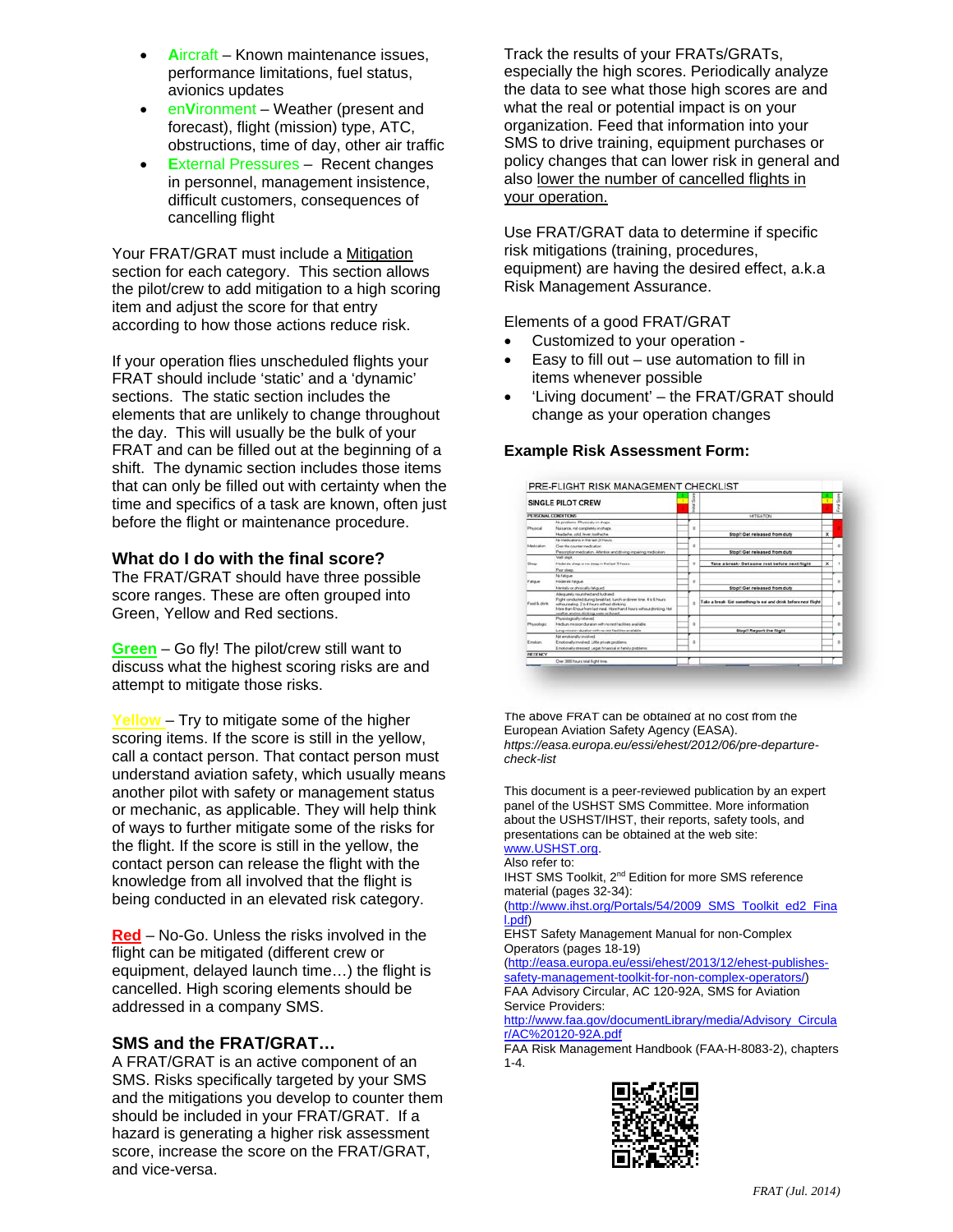- **A**ircraft – Known maintenance issues, performance limitations, fuel status, avionics updates
- en**V**ironment – Weather (present and forecast), flight (mission) type, ATC, obstructions, time of day, other air traffic
- **E**xternal Pressures – Recent changes in personnel, management insistence, difficult customers, consequences of cancelling flight

Your FRAT/GRAT must include a Mitigation section for each category. This section allows the pilot/crew to add mitigation to a high scoring item and adjust the score for that entry according to how those actions reduce risk.

If your operation flies unscheduled flights your FRAT should include 'static' and a 'dynamic' sections. The static section includes the elements that are unlikely to change throughout the day. This will usually be the bulk of your FRAT and can be filled out at the beginning of a shift. The dynamic section includes those items that can only be filled out with certainty when the time and specifics of a task are known, often just before the flight or maintenance procedure.

### What do I do with the final score?

The FRAT/GRAT should have three possible score ranges. These are often grouped into Green, Yellow and Red sections.

**Green** – Go fly! The pilot/crew still want to discuss what the highest scoring risks are and attempt to mitigate those risks.

**Yellow** – Try to mitigate some of the higher scoring items. If the score is still in the yellow, call a contact person. That contact person must understand aviation safety, which usually means another pilot with safety or management status or mechanic, as applicable. They will help think of ways to further mitigate some of the risks for the flight. If the score is still in the yellow, the contact person can release the flight with the knowledge from all involved that the flight is being conducted in an elevated risk category.

**Red** – No-Go. Unless the risks involved in the flight can be mitigated (different crew or equipment, delayed launch time…) the flight is cancelled. High scoring elements should be addressed in a company SMS.

### SMS and the FRAT/GRAT…

A FRAT/GRAT is an active component of an SMS. Risks specifically targeted by your SMS and the mitigations you develop to counter them should be included in your FRAT/GRAT. If a hazard is generating a higher risk assessment score, increase the score on the FRAT/GRAT, and vice-versa.

Track the results of your FRATs/GRATs, especially the high scores. Periodically analyze the data to see what those high scores are and what the real or potential impact is on your organization. Feed that information into your SMS to drive training, equipment purchases or policy changes that can lower risk in general and also lower the number of cancelled flights in your operation.

Use FRAT/GRAT data to determine if specific risk mitigations (training, procedures, equipment) are having the desired effect, a.k.a Risk Management Assurance.

Elements of a good FRAT/GRAT

- Customized to your operation -
- Easy to fill out – use automation to fill in items whenever possible
- 'Living document' – the FRAT/GRAT should change as your operation changes

### Example Risk Assessment Form:

PRE-FLIGHT RISK MANAGEMENT CHECKLIST

SINGLE PILOT CREW

*The above FRAT can be obtained at no cost from the European Aviation Safety Agency (EASA).*
*https://easa.europa.eu/essi/ehest/2012/06/pre-departure-check-list*

This document is a peer-reviewed publication by an expert panel of the USHST SMS Committee. More information about the USHST/IHST, their reports, safety tools, and presentations can be obtained at the web site: www.USHST.org.

Also refer to:

IHST SMS Toolkit, 2nd Edition for more SMS reference material (pages 32-34): (http://www.ihst.org/Portals/54/2009_SMS_Toolkit_ed2_Final.pdf)

EHST Safety Management Manual for non-Complex Operators (pages 18-19) (http://easa.europa.eu/essi/ehest/2013/12/ehest-publishes-safety-management-toolkit-for-non-complex-operators/)

FAA Advisory Circular, AC 120-92A, SMS for Aviation Service Providers: http://www.faa.gov/documentLibrary/media/Advisory_Circular/AC%20120-92A.pdf

FAA Risk Management Handbook (FAA-H-8083-2), chapters 1-4.

*FRAT (Jul. 2014)*